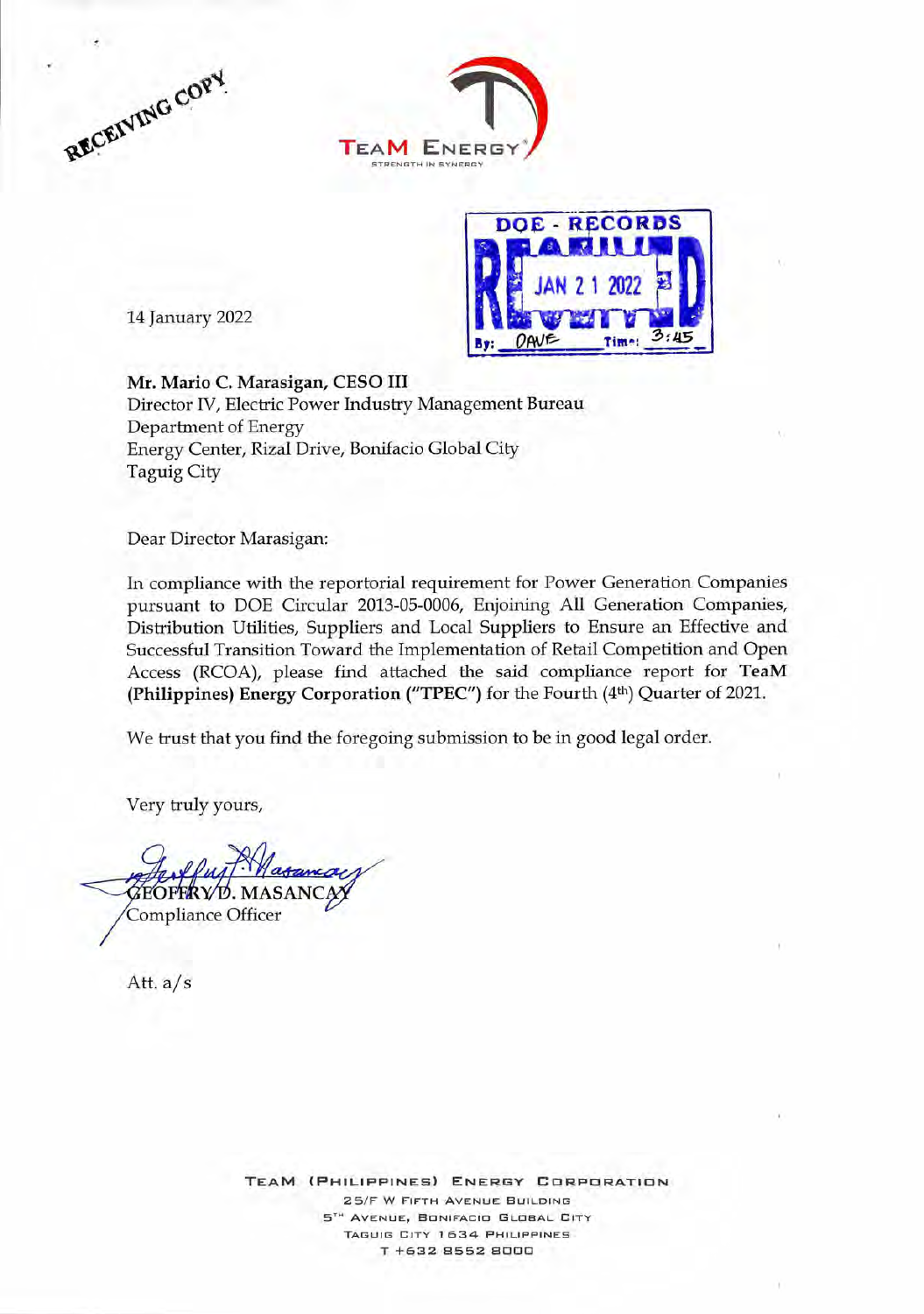RECEIVING COPY

TEAM ENERGY
STRENGTH IN SYNERGY

DOE - RECORDS
RECEIVED
JAN 21 2022
By: DAVE Time: 3:45

14 January 2022

**Mr. Mario C. Marasigan, CESO III**
Director IV, Electric Power Industry Management Bureau
Department of Energy
Energy Center, Rizal Drive, Bonifacio Global City
Taguig City

Dear Director Marasigan:

In compliance with the reportorial requirement for Power Generation Companies pursuant to DOE Circular 2013-05-0006, Enjoining All Generation Companies, Distribution Utilities, Suppliers and Local Suppliers to Ensure an Effective and Successful Transition Toward the Implementation of Retail Competition and Open Access (RCOA), please find attached the said compliance report for **TeaM (Philippines) Energy Corporation ("TPEC")** for the Fourth (4th) Quarter of 2021.

We trust that you find the foregoing submission to be in good legal order.

Very truly yours,

GEOFFRY D. MASANCAY
Compliance Officer

Att. a/s

TEAM (PHILIPPINES) ENERGY CORPORATION
25/F W FIFTH AVENUE BUILDING
5TH AVENUE, BONIFACIO GLOBAL CITY
TAGUIG CITY 1634 PHILIPPINES
T +632 8552 8000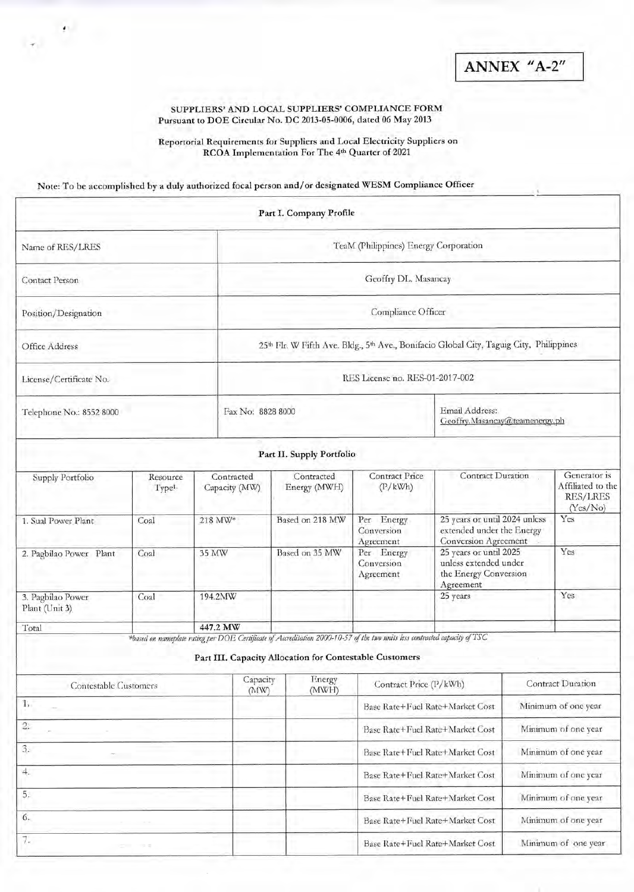# ANNEX "A-2"

**SUPPLIERS' AND LOCAL SUPPLIERS' COMPLIANCE FORM**
**Pursuant to DOE Circular No. DC 2013-05-0006, dated 06 May 2013**

**Reportorial Requirements for Suppliers and Local Electricity Suppliers on RCOA Implementation For The 4th Quarter of 2021**

**Note: To be accomplished by a duly authorized focal person and/or designated WESM Compliance Officer**

| Part I. Company Profile | | |
|---|---|---|
| Name of RES/LRES | TeaM (Philippines) Energy Corporation | |
| Contact Person | Geoffry DL. Masancay | |
| Position/Designation | Compliance Officer | |
| Office Address | 25th Flr. W Fifth Ave. Bldg., 5th Ave., Bonifacio Global City, Taguig City, Philippines | |
| License/Certificate No. | RES License no. RES-01-2017-002 | |
| Telephone No.: 8552 8000 | Fax No: 8828 8000 | Email Address: Geoffry.Masancay@teamenergy.ph |

**Part II. Supply Portfolio**

| Supply Portfolio | Resource Type[1] | Contracted Capacity (MW) | Contracted Energy (MWH) | Contract Price (P/kWh) | Contract Duration | Generator is Affiliated to the RES/LRES (Yes/No) |
|---|---|---|---|---|---|---|
| 1. Sual Power Plant | Coal | 218 MW* | Based on 218 MW | Per Energy Conversion Agreement | 25 years or until 2024 unless extended under the Energy Conversion Agreement | Yes |
| 2. Pagbilao Power Plant | Coal | 35 MW | Based on 35 MW | Per Energy Conversion Agreement | 25 years or until 2025 unless extended under the Energy Conversion Agreement | Yes |
| 3. Pagbilao Power Plant (Unit 3) | Coal | 194.2MW | | | 25 years | Yes |
| Total | | 447.2 MW | | | | |

*\*based on nameplate rating per DOE Certificate of Accreditation 2000-10-57 of the two units less contracted capacity of TSC*

**Part III. Capacity Allocation for Contestable Customers**

| Contestable Customers | Capacity (MW) | Energy (MWH) | Contract Price (P/kWh) | Contract Duration |
|---|---|---|---|---|
| 1. | | | Base Rate+Fuel Rate+Market Cost | Minimum of one year |
| 2. | | | Base Rate+Fuel Rate+Market Cost | Minimum of one year |
| 3. | | | Base Rate+Fuel Rate+Market Cost | Minimum of one year |
| 4. | | | Base Rate+Fuel Rate+Market Cost | Minimum of one year |
| 5. | | | Base Rate+Fuel Rate+Market Cost | Minimum of one year |
| 6. | | | Base Rate+Fuel Rate+Market Cost | Minimum of one year |
| 7. | | | Base Rate+Fuel Rate+Market Cost | Minimum of one year |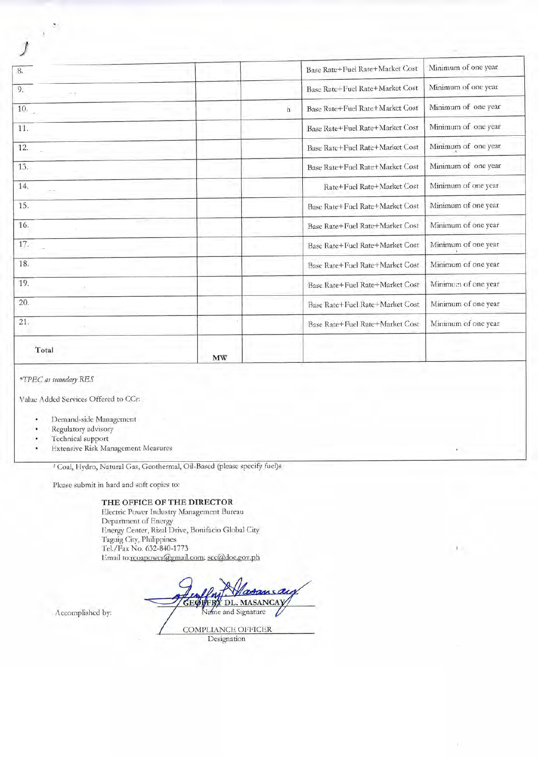| | | | | |
|---|---|---|---|---|
| 8. | | | Base Rate+Fuel Rate+Market Cost | Minimum of one year |
| 9. | | | Base Rate+Fuel Rate+Market Cost | Minimum of one year |
| 10. | | h | Base Rate+Fuel Rate+Market Cost | Minimum of one year |
| 11. | | | Base Rate+Fuel Rate+Market Cost | Minimum of one year |
| 12. | | | Base Rate+Fuel Rate+Market Cost | Minimum of one year |
| 13. | | | Base Rate+Fuel Rate+Market Cost | Minimum of one year |
| 14. | | | Rate+Fuel Rate+Market Cost | Minimum of one year |
| 15. | | | Base Rate+Fuel Rate+Market Cost | Minimum of one year |
| 16. | | | Base Rate+Fuel Rate+Market Cost | Minimum of one year |
| 17. | | | Base Rate+Fuel Rate+Market Cost | Minimum of one year |
| 18. | | | Base Rate+Fuel Rate+Market Cost | Minimum of one year |
| 19. | | | Base Rate+Fuel Rate+Market Cost | Minimum of one year |
| 20. | | | Base Rate+Fuel Rate+Market Cost | Minimum of one year |
| 21. | | | Base Rate+Fuel Rate+Market Cost | Minimum of one year |
| Total | MW | | | |

*\*TPEC as secondary RES*

Value Added Services Offered to CCs:

- Demand-side Management
- Regulatory advisory
- Technical support
- Extensive Risk Management Measures

[1] Coal, Hydro, Natural Gas, Geothermal, Oil-Based (please specify fuel)s

Please submit in hard and soft copies to:

**THE OFFICE OF THE DIRECTOR**
Electric Power Industry Management Bureau
Department of Energy
Energy Center, Rizal Drive, Bonifacio Global City
Taguig City, Philippines
Tel./Fax No. 632-840-1773
Email to: rcoapower@gmail.com; sec@doe.gov.ph

Accomplished by:

GEOFFREY DL. MASANCAY
Name and Signature

COMPLIANCE OFFICER
Designation